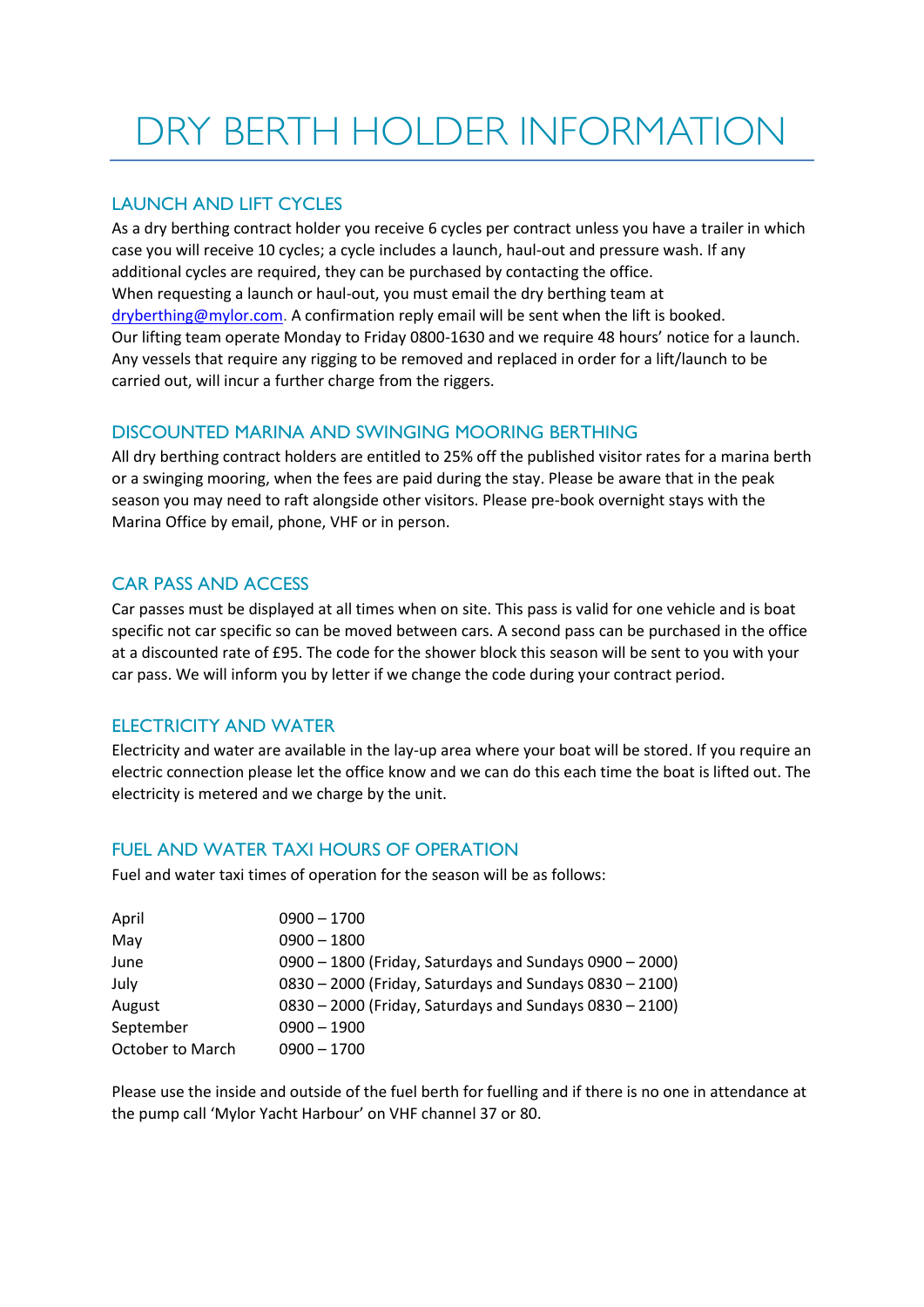# DRY BERTH HOLDER INFORMATION

## LAUNCH AND LIFT CYCLES

As a dry berthing contract holder you receive 6 cycles per contract unless you have a trailer in which case you will receive 10 cycles; a cycle includes a launch, haul-out and pressure wash. If any additional cycles are required, they can be purchased by contacting the office.
When requesting a launch or haul-out, you must email the dry berthing team at dryberthing@mylor.com. A confirmation reply email will be sent when the lift is booked.
Our lifting team operate Monday to Friday 0800-1630 and we require 48 hours' notice for a launch. Any vessels that require any rigging to be removed and replaced in order for a lift/launch to be carried out, will incur a further charge from the riggers.

## DISCOUNTED MARINA AND SWINGING MOORING BERTHING

All dry berthing contract holders are entitled to 25% off the published visitor rates for a marina berth or a swinging mooring, when the fees are paid during the stay. Please be aware that in the peak season you may need to raft alongside other visitors. Please pre-book overnight stays with the Marina Office by email, phone, VHF or in person.

## CAR PASS AND ACCESS

Car passes must be displayed at all times when on site. This pass is valid for one vehicle and is boat specific not car specific so can be moved between cars. A second pass can be purchased in the office at a discounted rate of £95. The code for the shower block this season will be sent to you with your car pass. We will inform you by letter if we change the code during your contract period.

## ELECTRICITY AND WATER

Electricity and water are available in the lay-up area where your boat will be stored. If you require an electric connection please let the office know and we can do this each time the boat is lifted out. The electricity is metered and we charge by the unit.

## FUEL AND WATER TAXI HOURS OF OPERATION

Fuel and water taxi times of operation for the season will be as follows:

| | |
|---|---|
| April | 0900 – 1700 |
| May | 0900 – 1800 |
| June | 0900 – 1800 (Friday, Saturdays and Sundays 0900 – 2000) |
| July | 0830 – 2000 (Friday, Saturdays and Sundays 0830 – 2100) |
| August | 0830 – 2000 (Friday, Saturdays and Sundays 0830 – 2100) |
| September | 0900 – 1900 |
| October to March | 0900 – 1700 |

Please use the inside and outside of the fuel berth for fuelling and if there is no one in attendance at the pump call 'Mylor Yacht Harbour' on VHF channel 37 or 80.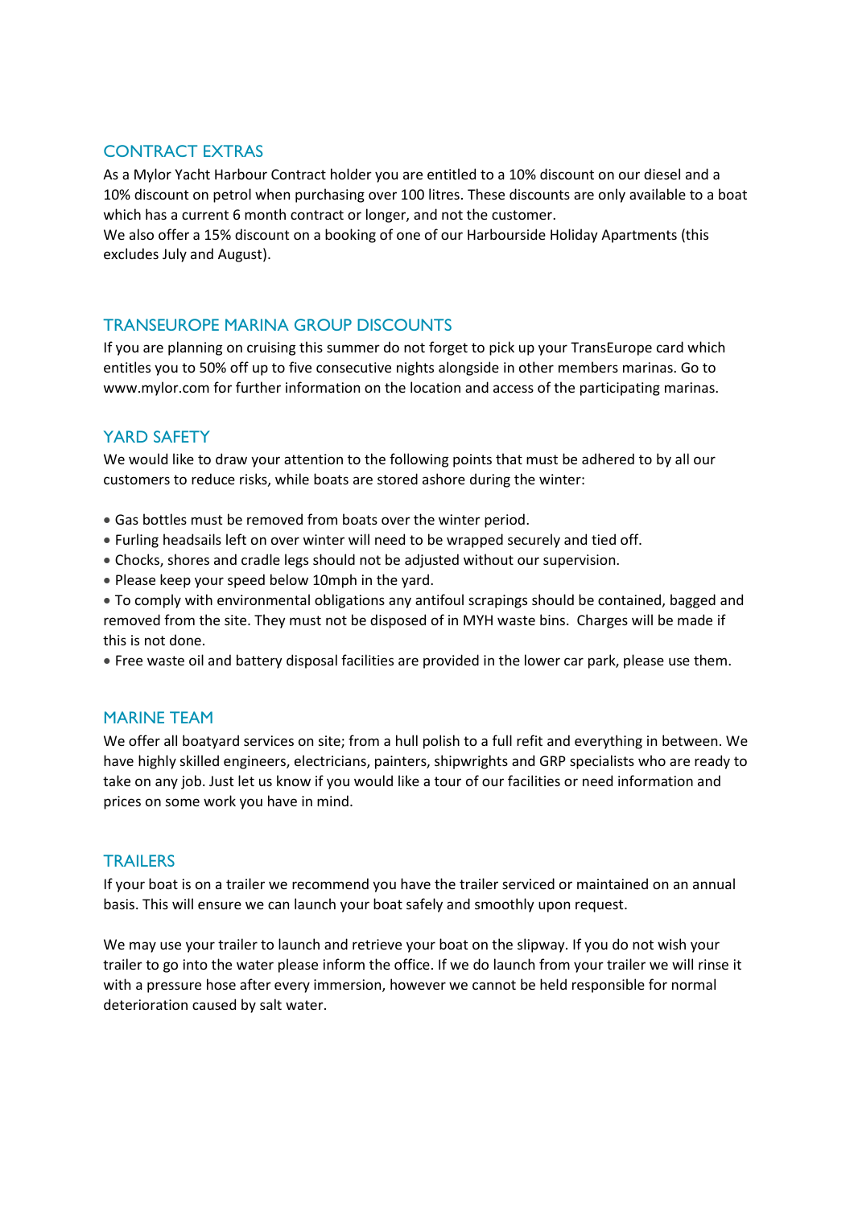## CONTRACT EXTRAS

As a Mylor Yacht Harbour Contract holder you are entitled to a 10% discount on our diesel and a 10% discount on petrol when purchasing over 100 litres. These discounts are only available to a boat which has a current 6 month contract or longer, and not the customer.
We also offer a 15% discount on a booking of one of our Harbourside Holiday Apartments (this excludes July and August).

## TRANSEUROPE MARINA GROUP DISCOUNTS

If you are planning on cruising this summer do not forget to pick up your TransEurope card which entitles you to 50% off up to five consecutive nights alongside in other members marinas. Go to www.mylor.com for further information on the location and access of the participating marinas.

## YARD SAFETY

We would like to draw your attention to the following points that must be adhered to by all our customers to reduce risks, while boats are stored ashore during the winter:

- Gas bottles must be removed from boats over the winter period.
- Furling headsails left on over winter will need to be wrapped securely and tied off.
- Chocks, shores and cradle legs should not be adjusted without our supervision.
- Please keep your speed below 10mph in the yard.
- To comply with environmental obligations any antifoul scrapings should be contained, bagged and removed from the site. They must not be disposed of in MYH waste bins. Charges will be made if this is not done.
- Free waste oil and battery disposal facilities are provided in the lower car park, please use them.

## MARINE TEAM

We offer all boatyard services on site; from a hull polish to a full refit and everything in between. We have highly skilled engineers, electricians, painters, shipwrights and GRP specialists who are ready to take on any job. Just let us know if you would like a tour of our facilities or need information and prices on some work you have in mind.

## TRAILERS

If your boat is on a trailer we recommend you have the trailer serviced or maintained on an annual basis. This will ensure we can launch your boat safely and smoothly upon request.

We may use your trailer to launch and retrieve your boat on the slipway. If you do not wish your trailer to go into the water please inform the office. If we do launch from your trailer we will rinse it with a pressure hose after every immersion, however we cannot be held responsible for normal deterioration caused by salt water.